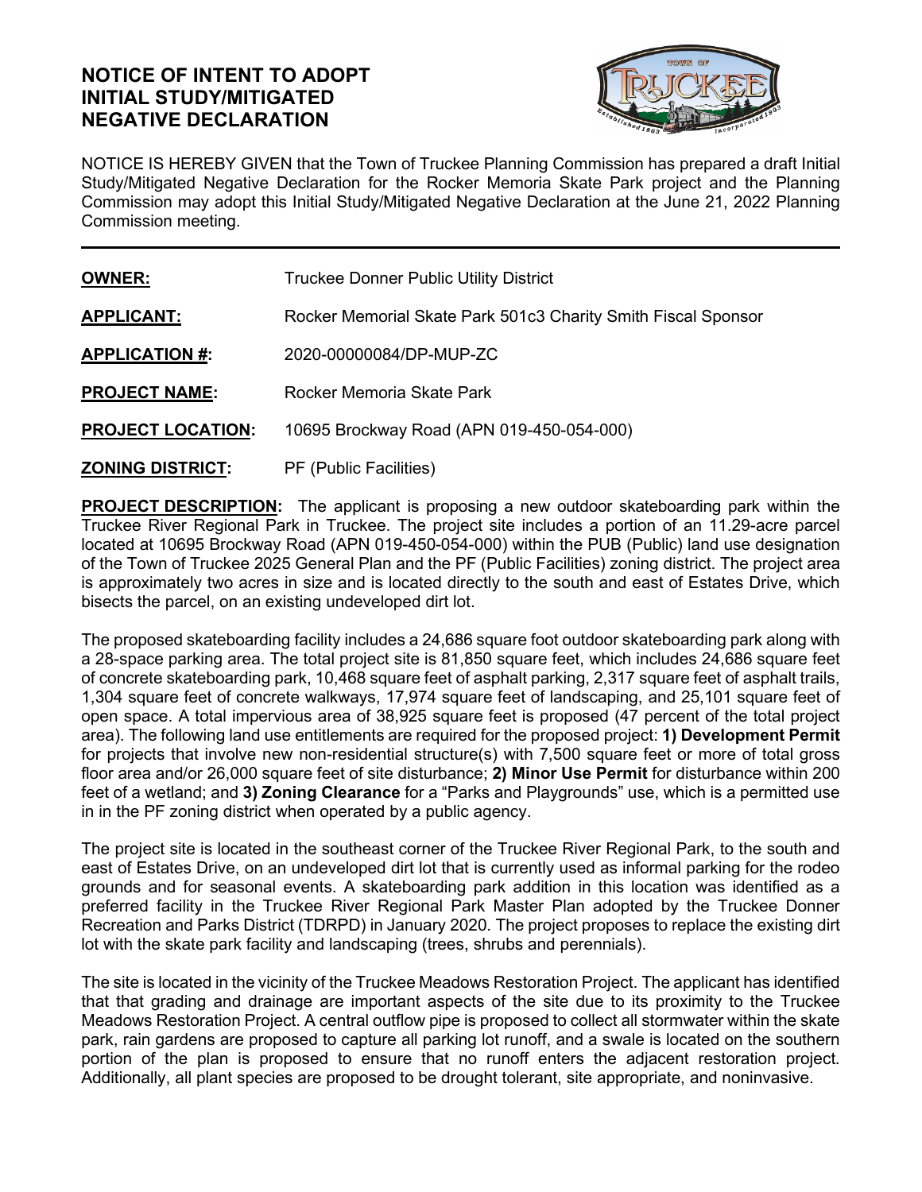# NOTICE OF INTENT TO ADOPT INITIAL STUDY/MITIGATED NEGATIVE DECLARATION

NOTICE IS HEREBY GIVEN that the Town of Truckee Planning Commission has prepared a draft Initial Study/Mitigated Negative Declaration for the Rocker Memoria Skate Park project and the Planning Commission may adopt this Initial Study/Mitigated Negative Declaration at the June 21, 2022 Planning Commission meeting.

---

**OWNER:** Truckee Donner Public Utility District

**APPLICANT:** Rocker Memorial Skate Park 501c3 Charity Smith Fiscal Sponsor

**APPLICATION #:** 2020-00000084/DP-MUP-ZC

**PROJECT NAME:** Rocker Memoria Skate Park

**PROJECT LOCATION:** 10695 Brockway Road (APN 019-450-054-000)

**ZONING DISTRICT:** PF (Public Facilities)

**PROJECT DESCRIPTION:** The applicant is proposing a new outdoor skateboarding park within the Truckee River Regional Park in Truckee. The project site includes a portion of an 11.29-acre parcel located at 10695 Brockway Road (APN 019-450-054-000) within the PUB (Public) land use designation of the Town of Truckee 2025 General Plan and the PF (Public Facilities) zoning district. The project area is approximately two acres in size and is located directly to the south and east of Estates Drive, which bisects the parcel, on an existing undeveloped dirt lot.

The proposed skateboarding facility includes a 24,686 square foot outdoor skateboarding park along with a 28-space parking area. The total project site is 81,850 square feet, which includes 24,686 square feet of concrete skateboarding park, 10,468 square feet of asphalt parking, 2,317 square feet of asphalt trails, 1,304 square feet of concrete walkways, 17,974 square feet of landscaping, and 25,101 square feet of open space. A total impervious area of 38,925 square feet is proposed (47 percent of the total project area). The following land use entitlements are required for the proposed project: **1) Development Permit** for projects that involve new non-residential structure(s) with 7,500 square feet or more of total gross floor area and/or 26,000 square feet of site disturbance; **2) Minor Use Permit** for disturbance within 200 feet of a wetland; and **3) Zoning Clearance** for a "Parks and Playgrounds" use, which is a permitted use in in the PF zoning district when operated by a public agency.

The project site is located in the southeast corner of the Truckee River Regional Park, to the south and east of Estates Drive, on an undeveloped dirt lot that is currently used as informal parking for the rodeo grounds and for seasonal events. A skateboarding park addition in this location was identified as a preferred facility in the Truckee River Regional Park Master Plan adopted by the Truckee Donner Recreation and Parks District (TDRPD) in January 2020. The project proposes to replace the existing dirt lot with the skate park facility and landscaping (trees, shrubs and perennials).

The site is located in the vicinity of the Truckee Meadows Restoration Project. The applicant has identified that that grading and drainage are important aspects of the site due to its proximity to the Truckee Meadows Restoration Project. A central outflow pipe is proposed to collect all stormwater within the skate park, rain gardens are proposed to capture all parking lot runoff, and a swale is located on the southern portion of the plan is proposed to ensure that no runoff enters the adjacent restoration project. Additionally, all plant species are proposed to be drought tolerant, site appropriate, and noninvasive.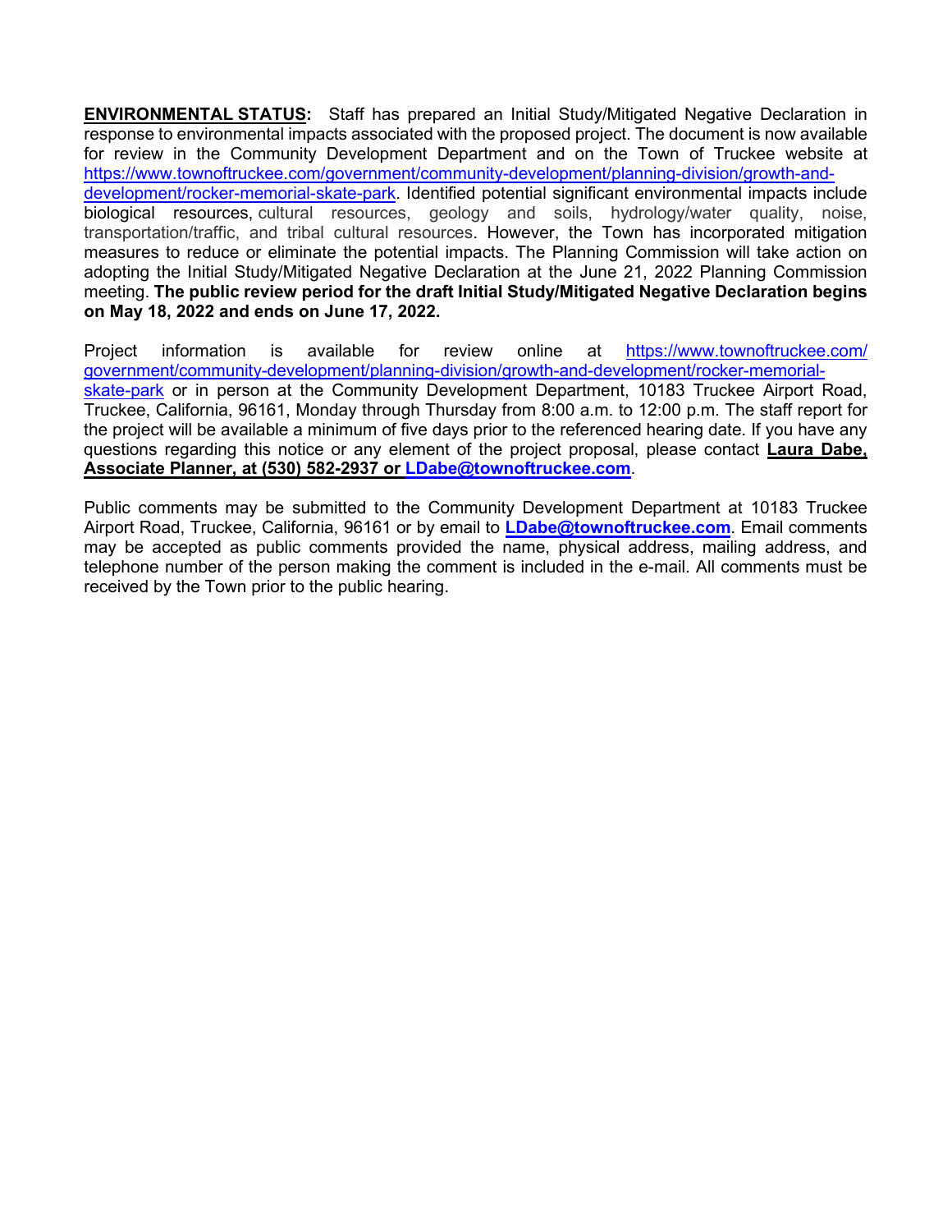**ENVIRONMENTAL STATUS:** Staff has prepared an Initial Study/Mitigated Negative Declaration in response to environmental impacts associated with the proposed project. The document is now available for review in the Community Development Department and on the Town of Truckee website at https://www.townoftruckee.com/government/community-development/planning-division/growth-and-development/rocker-memorial-skate-park. Identified potential significant environmental impacts include biological resources, cultural resources, geology and soils, hydrology/water quality, noise, transportation/traffic, and tribal cultural resources. However, the Town has incorporated mitigation measures to reduce or eliminate the potential impacts. The Planning Commission will take action on adopting the Initial Study/Mitigated Negative Declaration at the June 21, 2022 Planning Commission meeting. **The public review period for the draft Initial Study/Mitigated Negative Declaration begins on May 18, 2022 and ends on June 17, 2022.**

Project information is available for review online at https://www.townoftruckee.com/government/community-development/planning-division/growth-and-development/rocker-memorial-skate-park or in person at the Community Development Department, 10183 Truckee Airport Road, Truckee, California, 96161, Monday through Thursday from 8:00 a.m. to 12:00 p.m. The staff report for the project will be available a minimum of five days prior to the referenced hearing date. If you have any questions regarding this notice or any element of the project proposal, please contact **Laura Dabe, Associate Planner, at (530) 582-2937 or LDabe@townoftruckee.com**.

Public comments may be submitted to the Community Development Department at 10183 Truckee Airport Road, Truckee, California, 96161 or by email to **LDabe@townoftruckee.com**. Email comments may be accepted as public comments provided the name, physical address, mailing address, and telephone number of the person making the comment is included in the e-mail. All comments must be received by the Town prior to the public hearing.